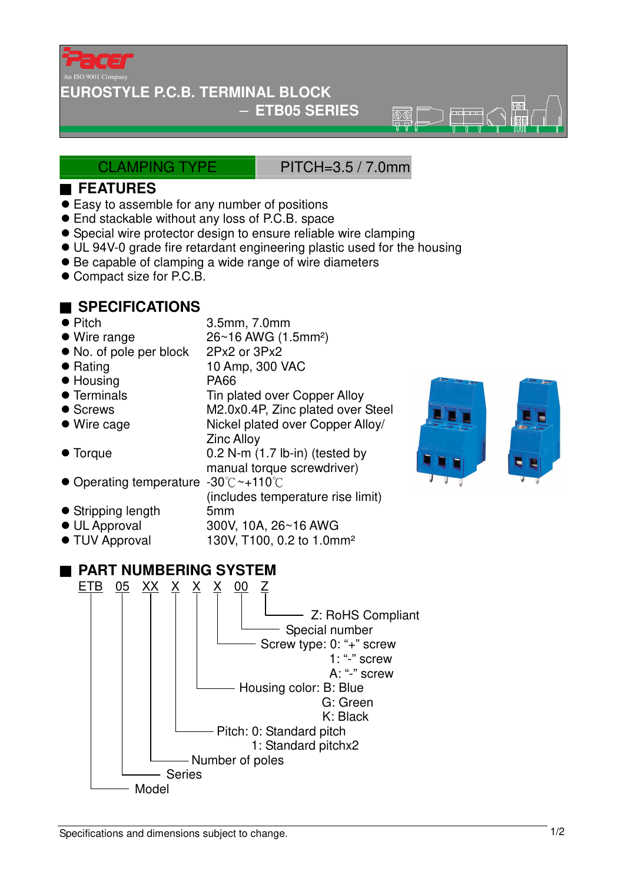Pacer

An ISO 9001 Company

# EUROSTYLE P.C.B. TERMINAL BLOCK

## – ETB05 SERIES

CLAMPING TYPE | PITCH=3.5 / 7.0mm

## FEATURES

- Easy to assemble for any number of positions
- End stackable without any loss of P.C.B. space
- Special wire protector design to ensure reliable wire clamping
- UL 94V-0 grade fire retardant engineering plastic used for the housing
- Be capable of clamping a wide range of wire diameters
- Compact size for P.C.B.

## SPECIFICATIONS

| | |
|---|---|
| Pitch | 3.5mm, 7.0mm |
| Wire range | 26~16 AWG (1.5mm²) |
| No. of pole per block | 2Px2 or 3Px2 |
| Rating | 10 Amp, 300 VAC |
| Housing | PA66 |
| Terminals | Tin plated over Copper Alloy |
| Screws | M2.0x0.4P, Zinc plated over Steel |
| Wire cage | Nickel plated over Copper Alloy/ Zinc Alloy |
| Torque | 0.2 N-m (1.7 lb-in) (tested by manual torque screwdriver) |
| Operating temperature | -30℃~+110℃ (includes temperature rise limit) |
| Stripping length | 5mm |
| UL Approval | 300V, 10A, 26~16 AWG |
| TUV Approval | 130V, T100, 0.2 to 1.0mm² |

## PART NUMBERING SYSTEM

ETB 05 XX X X X 00 Z

- ETB: Model
- 05: Series
- XX: Number of poles
- X: Pitch: 0: Standard pitch
  - 1: Standard pitchx2
- X: Housing color: B: Blue
  - G: Green
  - K: Black
- X: Screw type: 0: "+" screw
  - 1: "-" screw
  - A: "-" screw
- 00: Special number
- Z: RoHS Compliant

Specifications and dimensions subject to change.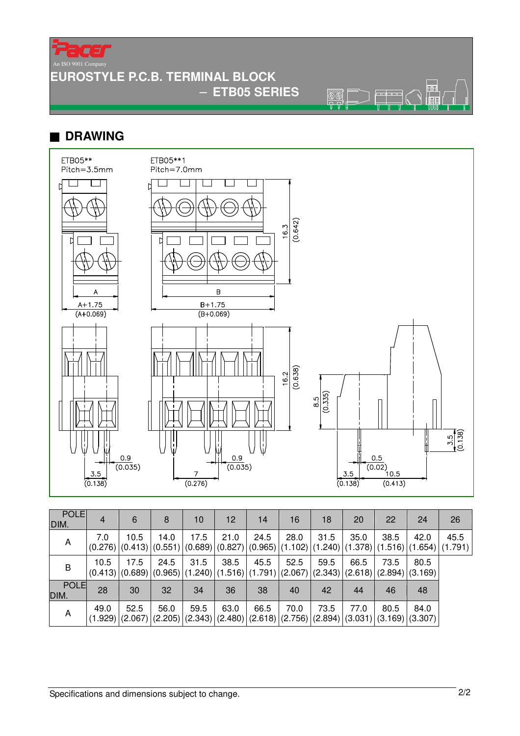# EUROSTYLE P.C.B. TERMINAL BLOCK

## – ETB05 SERIES

## ■ DRAWING

ETB05**
Pitch=3.5mm

ETB05**1
Pitch=7.0mm

A
A+1.75
(A+0.069)

B
B+1.75
(B+0.069)

16.3
(0.642)

16.2
(0.638)

8.5
(0.335)

3.5
(0.138)

0.9
(0.035)

3.5
(0.138)

0.9
(0.035)

7
(0.276)

0.5
(0.02)

3.5
(0.138)

10.5
(0.413)

| POLE / DIM. | 4 | 6 | 8 | 10 | 12 | 14 | 16 | 18 | 20 | 22 | 24 | 26 |
|---|---|---|---|---|---|---|---|---|---|---|---|---|
| A | 7.0 (0.276) | 10.5 (0.413) | 14.0 (0.551) | 17.5 (0.689) | 21.0 (0.827) | 24.5 (0.965) | 28.0 (1.102) | 31.5 (1.240) | 35.0 (1.378) | 38.5 (1.516) | 42.0 (1.654) | 45.5 (1.791) |
| B | 10.5 (0.413) | 17.5 (0.689) | 24.5 (0.965) | 31.5 (1.240) | 38.5 (1.516) | 45.5 (1.791) | 52.5 (2.067) | 59.5 (2.343) | 66.5 (2.618) | 73.5 (2.894) | 80.5 (3.169) | |
| POLE / DIM. | 28 | 30 | 32 | 34 | 36 | 38 | 40 | 42 | 44 | 46 | 48 | |
| A | 49.0 (1.929) | 52.5 (2.067) | 56.0 (2.205) | 59.5 (2.343) | 63.0 (2.480) | 66.5 (2.618) | 70.0 (2.756) | 73.5 (2.894) | 77.0 (3.031) | 80.5 (3.169) | 84.0 (3.307) | |

Specifications and dimensions subject to change.